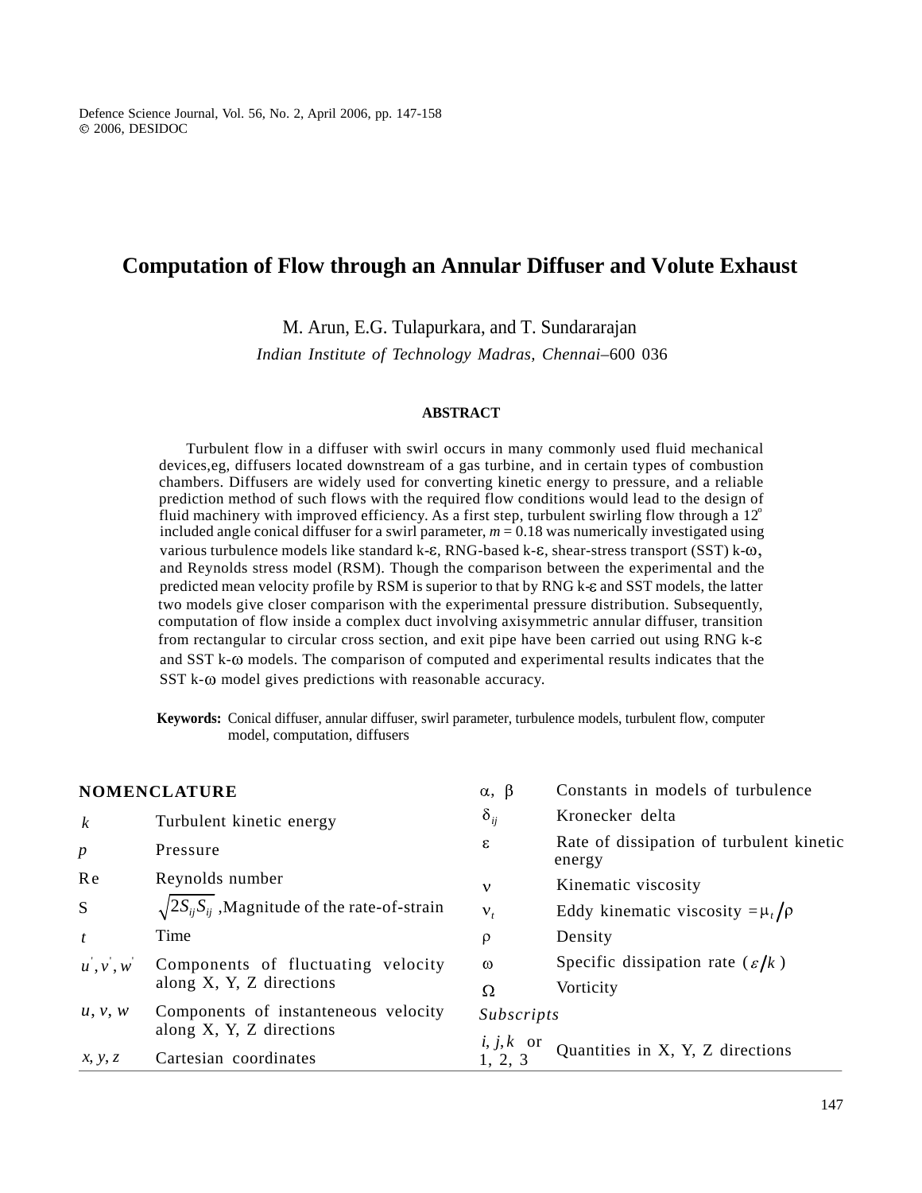# Computation of Flow through an Annular Diffuser and Volute Exhaust

M. Arun, E.G. Tulapurkara, and T. Sundararajan

*Indian Institute of Technology Madras, Chennai–600 036*

## ABSTRACT

Turbulent flow in a diffuser with swirl occurs in many commonly used fluid mechanical devices,eg, diffusers located downstream of a gas turbine, and in certain types of combustion chambers. Diffusers are widely used for converting kinetic energy to pressure, and a reliable prediction method of such flows with the required flow conditions would lead to the design of fluid machinery with improved efficiency. As a first step, turbulent swirling flow through a 12$^o$ included angle conical diffuser for a swirl parameter, $m$ = 0.18 was numerically investigated using various turbulence models like standard k-$\varepsilon$, RNG-based k-$\varepsilon$, shear-stress transport (SST) k-$\omega$, and Reynolds stress model (RSM). Though the comparison between the experimental and the predicted mean velocity profile by RSM is superior to that by RNG k-$\varepsilon$ and SST models, the latter two models give closer comparison with the experimental pressure distribution. Subsequently, computation of flow inside a complex duct involving axisymmetric annular diffuser, transition from rectangular to circular cross section, and exit pipe have been carried out using RNG k-$\varepsilon$ and SST k-$\omega$ models. The comparison of computed and experimental results indicates that the SST k-$\omega$ model gives predictions with reasonable accuracy.

**Keywords:** Conical diffuser, annular diffuser, swirl parameter, turbulence models, turbulent flow, computer model, computation, diffusers

## NOMENCLATURE

| | |
|---|---|
| $k$ | Turbulent kinetic energy |
| $p$ | Pressure |
| Re | Reynolds number |
| S | $\sqrt{2S_{ij}S_{ij}}$ ,Magnitude of the rate-of-strain |
| $t$ | Time |
| $u', v', w'$ | Components of fluctuating velocity along X, Y, Z directions |
| $u, v, w$ | Components of instantaneous velocity along X, Y, Z directions |
| $x, y, z$ | Cartesian coordinates |
| $\alpha$, $\beta$ | Constants in models of turbulence |
| $\delta_{ij}$ | Kronecker delta |
| $\varepsilon$ | Rate of dissipation of turbulent kinetic energy |
| $\nu$ | Kinematic viscosity |
| $\nu_t$ | Eddy kinematic viscosity $=\mu_t/\rho$ |
| $\rho$ | Density |
| $\omega$ | Specific dissipation rate ($\varepsilon/k$) |
| $\Omega$ | Vorticity |

*Subscripts*

| | |
|---|---|
| $i, j, k$ or 1, 2, 3 | Quantities in X, Y, Z directions |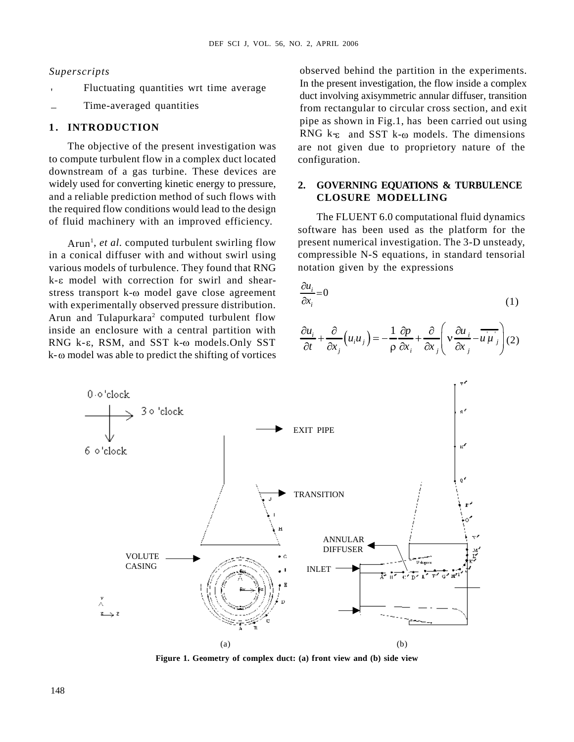*Superscripts*

' Fluctuating quantities wrt time average

_ Time-averaged quantities

## 1. INTRODUCTION

The objective of the present investigation was to compute turbulent flow in a complex duct located downstream of a gas turbine. These devices are widely used for converting kinetic energy to pressure, and a reliable prediction method of such flows with the required flow conditions would lead to the design of fluid machinery with an improved efficiency.

Arun[1], *et al.* computed turbulent swirling flow in a conical diffuser with and without swirl using various models of turbulence. They found that RNG k-ε model with correction for swirl and shear-stress transport k-ω model gave close agreement with experimentally observed pressure distribution. Arun and Tulapurkara[2] computed turbulent flow inside an enclosure with a central partition with RNG k-ε, RSM, and SST k-ω models. Only SST k-ω model was able to predict the shifting of vortices observed behind the partition in the experiments. In the present investigation, the flow inside a complex duct involving axisymmetric annular diffuser, transition from rectangular to circular cross section, and exit pipe as shown in Fig.1, has been carried out using RNG k-ε and SST k-ω models. The dimensions are not given due to proprietory nature of the configuration.

## 2. GOVERNING EQUATIONS & TURBULENCE CLOSURE MODELLING

The FLUENT 6.0 computational fluid dynamics software has been used as the platform for the present numerical investigation. The 3-D unsteady, compressible N-S equations, in standard tensorial notation given by the expressions

$$\frac{\partial u_i}{\partial x_i} = 0 \tag{1}$$

$$\frac{\partial u_i}{\partial t} + \frac{\partial}{\partial x_j}\left(u_i u_j\right) = -\frac{1}{\rho}\frac{\partial p}{\partial x_i} + \frac{\partial}{\partial x_j}\left(\nu \frac{\partial u_i}{\partial x_j} - \overline{u_i' u_j'}\right) \tag{2}$$

Figure 1. Geometry of complex duct: (a) front view and (b) side view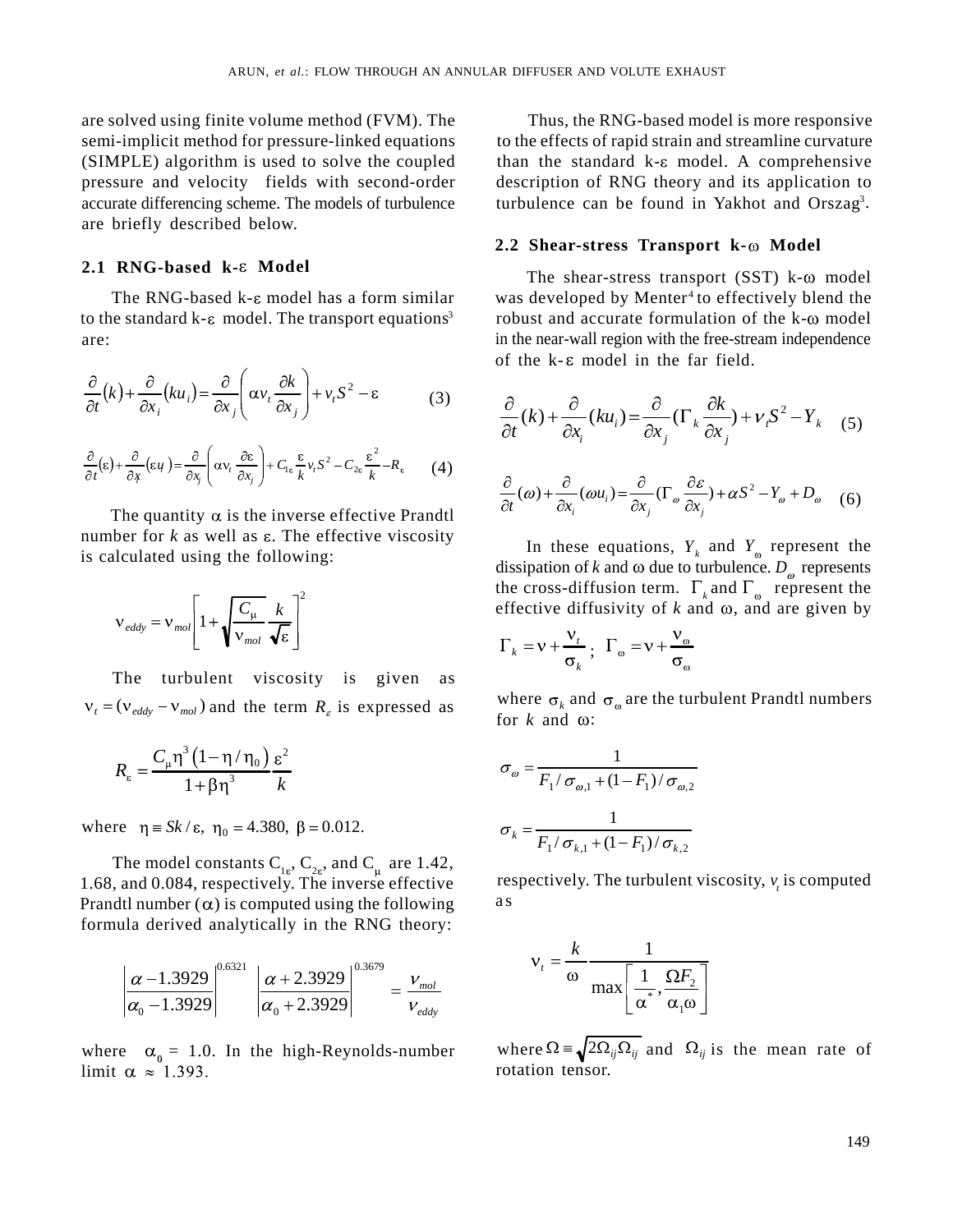are solved using finite volume method (FVM). The semi-implicit method for pressure-linked equations (SIMPLE) algorithm is used to solve the coupled pressure and velocity fields with second-order accurate differencing scheme. The models of turbulence are briefly described below.

### 2.1 RNG-based k-$\varepsilon$ Model

The RNG-based k-$\varepsilon$ model has a form similar to the standard k-$\varepsilon$ model. The transport equations[3] are:

$$\frac{\partial}{\partial t}(k)+\frac{\partial}{\partial x_i}(ku_i)=\frac{\partial}{\partial x_j}\left(\alpha \nu_t \frac{\partial k}{\partial x_j}\right)+\nu_t S^2-\varepsilon \qquad (3)$$

$$\frac{\partial}{\partial t}(\varepsilon)+\frac{\partial}{\partial x_i}(\varepsilon u_i)=\frac{\partial}{\partial x_j}\left(\alpha \nu_t \frac{\partial \varepsilon}{\partial x_j}\right)+C_{1\varepsilon}\frac{\varepsilon}{k}\nu_t S^2-C_{2\varepsilon}\frac{\varepsilon^2}{k}-R_\varepsilon \qquad (4)$$

The quantity $\alpha$ is the inverse effective Prandtl number for $k$ as well as $\varepsilon$. The effective viscosity is calculated using the following:

$$\nu_{eddy}=\nu_{mol}\left[1+\sqrt{\frac{C_\mu}{\nu_{mol}}}\frac{k}{\sqrt{\varepsilon}}\right]^2$$

The turbulent viscosity is given as $\nu_t=(\nu_{eddy}-\nu_{mol})$ and the term $R_\varepsilon$ is expressed as

$$R_\varepsilon=\frac{C_\mu \eta^3(1-\eta/\eta_0)}{1+\beta\eta^3}\frac{\varepsilon^2}{k}$$

where $\eta \equiv Sk/\varepsilon,\ \eta_0=4.380,\ \beta=0.012.$

The model constants $C_{1\varepsilon}$, $C_{2\varepsilon}$, and $C_\mu$ are 1.42, 1.68, and 0.084, respectively. The inverse effective Prandtl number ($\alpha$) is computed using the following formula derived analytically in the RNG theory:

$$\left|\frac{\alpha-1.3929}{\alpha_0-1.3929}\right|^{0.6321}\left|\frac{\alpha+2.3929}{\alpha_0+2.3929}\right|^{0.3679}=\frac{\nu_{mol}}{\nu_{eddy}}$$

where $\alpha_0$ = 1.0. In the high-Reynolds-number limit $\alpha \approx 1.393$.

Thus, the RNG-based model is more responsive to the effects of rapid strain and streamline curvature than the standard k-$\varepsilon$ model. A comprehensive description of RNG theory and its application to turbulence can be found in Yakhot and Orszag[3].

### 2.2 Shear-stress Transport k-$\omega$ Model

The shear-stress transport (SST) k-$\omega$ model was developed by Menter[4] to effectively blend the robust and accurate formulation of the k-$\omega$ model in the near-wall region with the free-stream independence of the k-$\varepsilon$ model in the far field.

$$\frac{\partial}{\partial t}(k)+\frac{\partial}{\partial x_i}(ku_i)=\frac{\partial}{\partial x_j}(\Gamma_k \frac{\partial k}{\partial x_j})+\nu_t S^2-Y_k \qquad (5)$$

$$\frac{\partial}{\partial t}(\omega)+\frac{\partial}{\partial x_i}(\omega u_i)=\frac{\partial}{\partial x_j}(\Gamma_\omega \frac{\partial \varepsilon}{\partial x_j})+\alpha S^2-Y_\omega+D_\omega \qquad (6)$$

In these equations, $Y_k$ and $Y_\omega$ represent the dissipation of $k$ and $\omega$ due to turbulence. $D_\omega$ represents the cross-diffusion term. $\Gamma_k$ and $\Gamma_\omega$ represent the effective diffusivity of $k$ and $\omega$, and are given by

$$\Gamma_k=\nu+\frac{\nu_t}{\sigma_k};\ \ \Gamma_\omega=\nu+\frac{\nu_\omega}{\sigma_\omega}$$

where $\sigma_k$ and $\sigma_\omega$ are the turbulent Prandtl numbers for $k$ and $\omega$:

$$\sigma_\omega=\frac{1}{F_1/\sigma_{\omega,1}+(1-F_1)/\sigma_{\omega,2}}$$

$$\sigma_k=\frac{1}{F_1/\sigma_{k,1}+(1-F_1)/\sigma_{k,2}}$$

respectively. The turbulent viscosity, $\nu_t$ is computed as

$$\nu_t=\frac{k}{\omega}\frac{1}{\max\left[\frac{1}{\alpha^*},\frac{\Omega F_2}{\alpha_1\omega}\right]}$$

where $\Omega \equiv \sqrt{2\Omega_{ij}\Omega_{ij}}$ and $\Omega_{ij}$ is the mean rate of rotation tensor.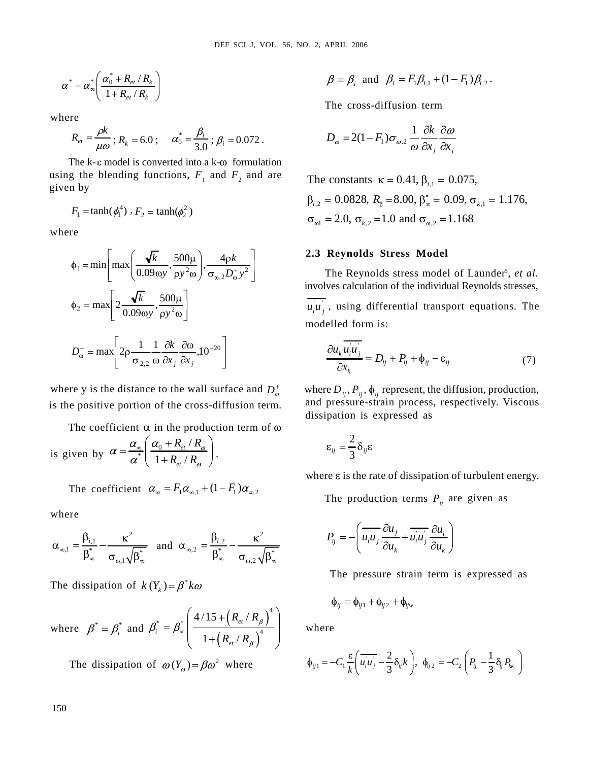$$\alpha^* = \alpha_\infty^* \left( \frac{\alpha_0^* + R_{et} / R_k}{1 + R_{et} / R_k} \right)$$

where

$$R_{et} = \frac{\rho k}{\mu \omega} \; ; R_k = 6.0 \; ; \quad \alpha_0^* = \frac{\beta_i}{3.0} \; ; \beta_i = 0.072 \, .$$

The k-ε model is converted into a k-ω formulation using the blending functions, $F_1$ and $F_2$ and are given by

$$F_1 = \tanh(\phi_1^4) \; , F_2 = \tanh(\phi_2^2)$$

where

$$\phi_1 = \min\left[ \max\left( \frac{\sqrt{k}}{0.09\omega y}, \frac{500\mu}{\rho y^2 \omega} \right), \frac{4\rho k}{\sigma_{\omega,2} D_\omega^+ y^2} \right]$$

$$\phi_2 = \max\left[ 2\frac{\sqrt{k}}{0.09\omega y}, \frac{500\mu}{\rho y^2 \omega} \right]$$

$$D_\omega^+ = \max\left[ 2\rho \frac{1}{\sigma_{2,2}} \frac{1}{\omega} \frac{\partial k}{\partial x_j} \frac{\partial \omega}{\partial x_j}, 10^{-20} \right]$$

where y is the distance to the wall surface and $D_\omega^+$ is the positive portion of the cross-diffusion term.

The coefficient α in the production term of ω is given by $\alpha = \frac{\alpha_\infty}{\alpha^*} \left( \frac{\alpha_0 + R_{et} / R_\omega}{1 + R_{et} / R_\omega} \right)$.

The coefficient $\alpha_\infty = F_1 \alpha_{\infty,1} + (1 - F_1) \alpha_{\infty,2}$

where

$$\alpha_{\infty,1} = \frac{\beta_{i,1}}{\beta_\infty^*} - \frac{\kappa^2}{\sigma_{\omega,1}\sqrt{\beta_\infty^*}} \quad \text{and} \quad \alpha_{\infty,2} = \frac{\beta_{i,2}}{\beta_\infty^*} - \frac{\kappa^2}{\sigma_{\omega,2}\sqrt{\beta_\infty^*}}$$

The dissipation of $k \, (Y_k) = \beta^* k \omega$

where $\beta^* = \beta_i^*$ and $\beta_i^* = \beta_\infty^* \left( \frac{4/15 + \left( R_{et} / R_\beta \right)^4}{1 + \left( R_{et} / R_\beta \right)^4} \right)$

The dissipation of $\omega \, (Y_\omega) = \beta \omega^2$ where

$\beta = \beta_i$ and $\beta_i = F_1 \beta_{i,1} + (1 - F_1) \beta_{i,2}$.

The cross-diffusion term

$$D_\omega = 2(1 - F_1) \sigma_{\omega,2} \frac{1}{\omega} \frac{\partial k}{\partial x_j} \frac{\partial \omega}{\partial x_j}$$

The constants $\kappa = 0.41$, $\beta_{i,1} = 0.075$, $\beta_{i,2} = 0.0828$, $R_\beta = 8.00$, $\beta_\infty^* = 0.09$, $\sigma_{k,1} = 1.176$, $\sigma_{\omega 1} = 2.0$, $\sigma_{k,2} = 1.0$ and $\sigma_{\omega,2} = 1.168$

### 2.3 Reynolds Stress Model

The Reynolds stress model of Launder[5], *et al.* involves calculation of the individual Reynolds stresses, $\overline{u_i' u_j'}$, using differential transport equations. The modelled form is:

$$\frac{\partial u_k \overline{u_i' u_j'}}{\partial x_k} = D_{ij} + P_{ij} + \phi_{ij} - \varepsilon_{ij} \tag{7}$$

where $D_{ij}$, $P_{ij}$, $\phi_{ij}$ represent, the diffusion, production, and pressure-strain process, respectively. Viscous dissipation is expressed as

$$\varepsilon_{ij} = \frac{2}{3} \delta_{ij} \varepsilon$$

where ε is the rate of dissipation of turbulent energy.

The production terms $P_{ij}$ are given as

$$P_{ij} = -\left( \overline{u_i' u_j'} \frac{\partial u_j}{\partial u_k} + \overline{u_i' u_j'} \frac{\partial u_i}{\partial u_k} \right)$$

The pressure strain term is expressed as

$$\phi_{ij} = \phi_{ij1} + \phi_{ij2} + \phi_{ijw}$$

where

$$\phi_{ij1} = -C_1 \frac{\varepsilon}{k} \left( \overline{u_i' u_j'} - \frac{2}{3} \delta_{ij} k \right), \; \phi_{ij2} = -C_2 \left( P_{ij} - \frac{1}{3} \delta_{ij} P_{kk} \right)$$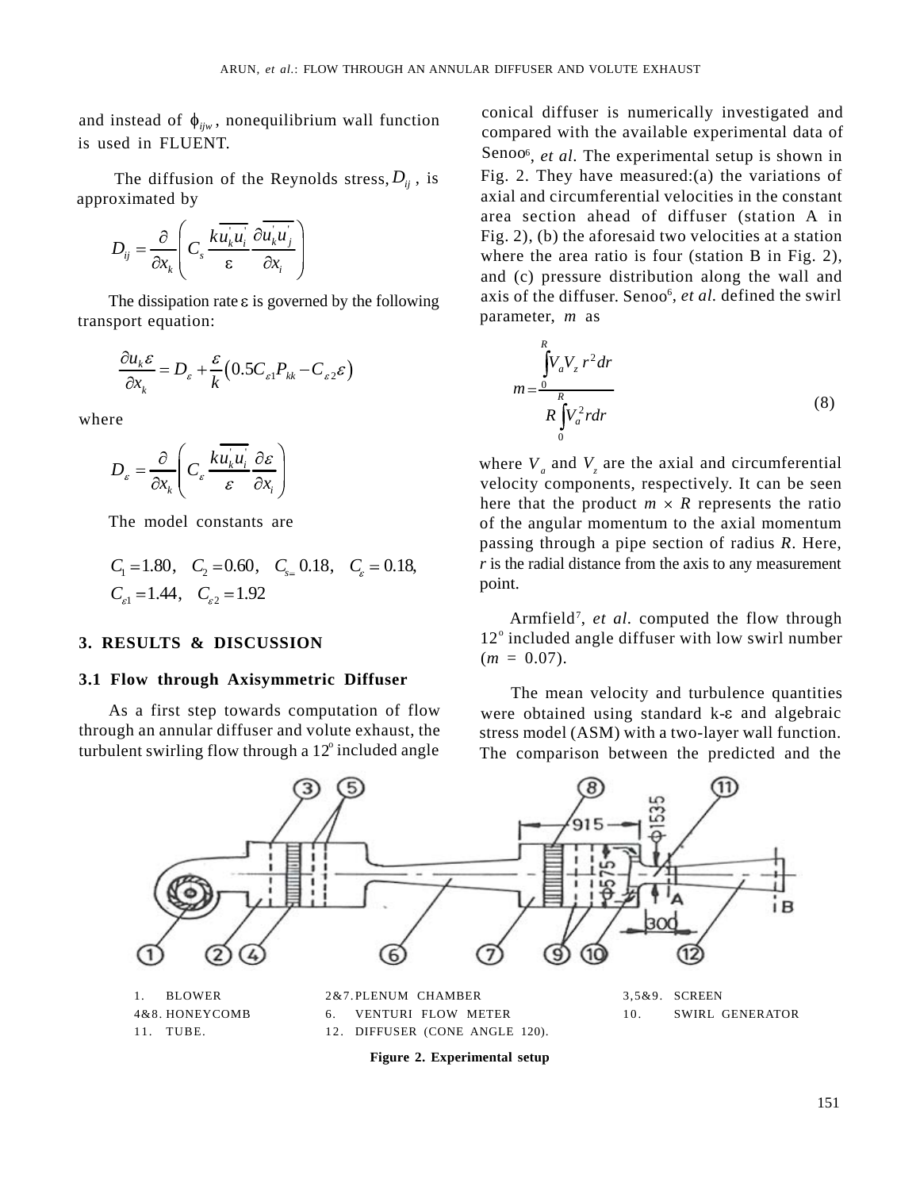and instead of $\phi_{ijw}$, nonequilibrium wall function is used in FLUENT.

The diffusion of the Reynolds stress, $D_{ij}$, is approximated by

$$D_{ij} = \frac{\partial}{\partial x_k}\left( C_s \frac{k\overline{u_k^{'} u_i^{'}}}{\varepsilon} \frac{\partial \overline{u_k^{'} u_j^{'}}}{\partial x_i} \right)$$

The dissipation rate $\varepsilon$ is governed by the following transport equation:

$$\frac{\partial u_k \varepsilon}{\partial x_k} = D_\varepsilon + \frac{\varepsilon}{k}\left(0.5 C_{\varepsilon 1} P_{kk} - C_{\varepsilon 2}\varepsilon\right)$$

where

$$D_\varepsilon = \frac{\partial}{\partial x_k}\left( C_\varepsilon \frac{k\overline{u_k^{'} u_i^{'}}}{\varepsilon} \frac{\partial \varepsilon}{\partial x_i} \right)$$

The model constants are

$$C_1 = 1.80,\quad C_2 = 0.60,\quad C_{s=}\ 0.18,\quad C_\varepsilon = 0.18,$$
$$C_{\varepsilon 1} = 1.44,\quad C_{\varepsilon 2} = 1.92$$

## 3. RESULTS & DISCUSSION

### 3.1 Flow through Axisymmetric Diffuser

As a first step towards computation of flow through an annular diffuser and volute exhaust, the turbulent swirling flow through a $12^{o}$ included angle conical diffuser is numerically investigated and compared with the available experimental data of Senoo[6], *et al*. The experimental setup is shown in Fig. 2. They have measured:(a) the variations of axial and circumferential velocities in the constant area section ahead of diffuser (station A in Fig. 2), (b) the aforesaid two velocities at a station where the area ratio is four (station B in Fig. 2), and (c) pressure distribution along the wall and axis of the diffuser. Senoo[6], *et al*. defined the swirl parameter, $m$ as

$$m = \frac{\int_0^R V_a V_z\, r^2 dr}{R\int_0^R V_a^2 r dr} \tag{8}$$

where $V_a$ and $V_z$ are the axial and circumferential velocity components, respectively. It can be seen here that the product $m \times R$ represents the ratio of the angular momentum to the axial momentum passing through a pipe section of radius $R$. Here, $r$ is the radial distance from the axis to any measurement point.

Armfield[7], *et al*. computed the flow through $12^{o}$ included angle diffuser with low swirl number ($m$ = 0.07).

The mean velocity and turbulence quantities were obtained using standard k-$\varepsilon$ and algebraic stress model (ASM) with a two-layer wall function. The comparison between the predicted and the

| | | |
|---|---|---|
| 1. BLOWER | 2&7. PLENUM CHAMBER | 3,5&9. SCREEN |
| 4&8. HONEYCOMB | 6. VENTURI FLOW METER | 10. SWIRL GENERATOR |
| 11. TUBE. | 12. DIFFUSER (CONE ANGLE 120). | |

**Figure 2. Experimental setup**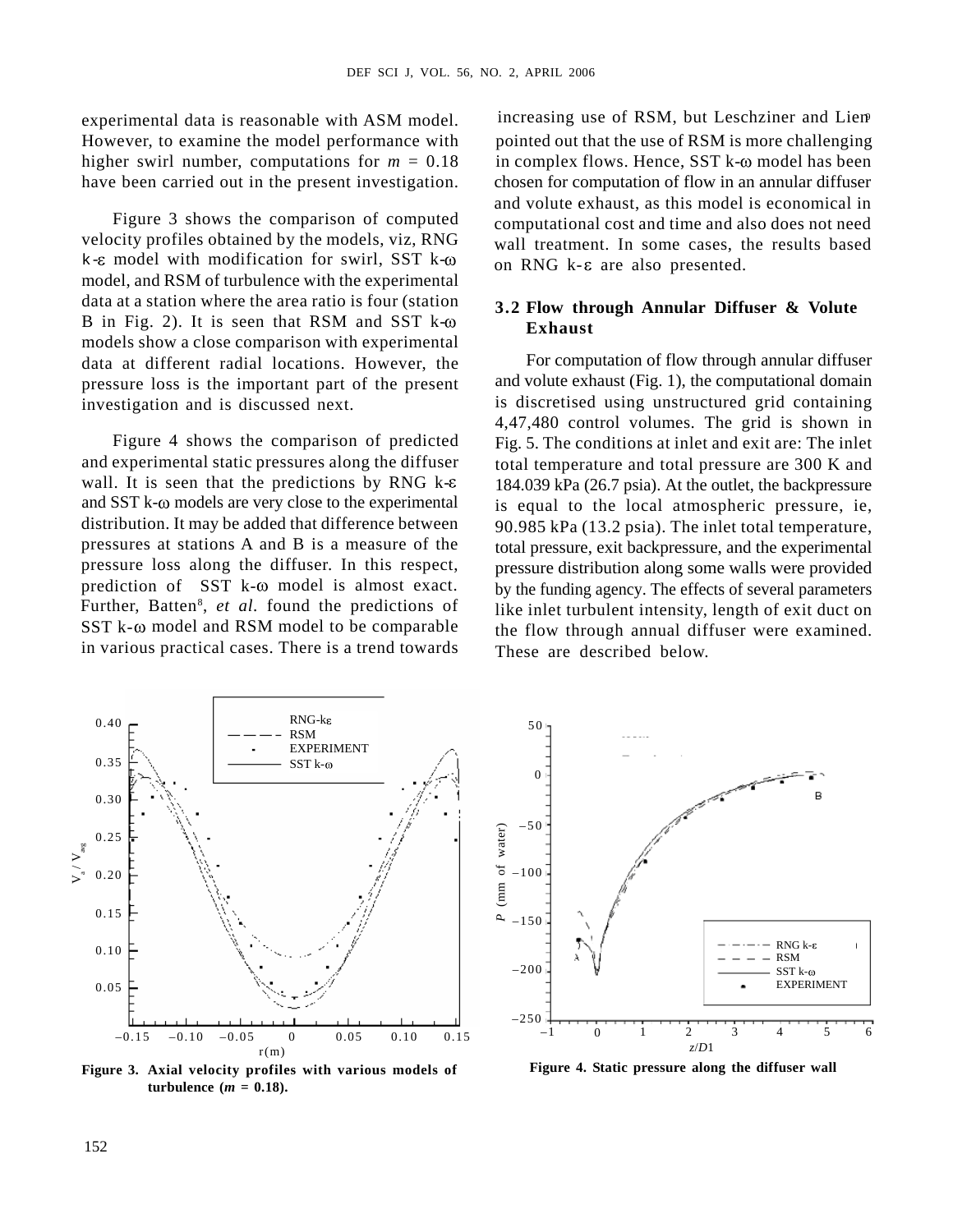experimental data is reasonable with ASM model. However, to examine the model performance with higher swirl number, computations for $m = 0.18$ have been carried out in the present investigation.

Figure 3 shows the comparison of computed velocity profiles obtained by the models, viz, RNG $k$-$\varepsilon$ model with modification for swirl, SST $k$-$\omega$ model, and RSM of turbulence with the experimental data at a station where the area ratio is four (station B in Fig. 2). It is seen that RSM and SST $k$-$\omega$ models show a close comparison with experimental data at different radial locations. However, the pressure loss is the important part of the present investigation and is discussed next.

Figure 4 shows the comparison of predicted and experimental static pressures along the diffuser wall. It is seen that the predictions by RNG $k$-$\varepsilon$ and SST $k$-$\omega$ models are very close to the experimental distribution. It may be added that difference between pressures at stations A and B is a measure of the pressure loss along the diffuser. In this respect, prediction of SST $k$-$\omega$ model is almost exact. Further, Batten[8], *et al*. found the predictions of SST $k$-$\omega$ model and RSM model to be comparable in various practical cases. There is a trend towards increasing use of RSM, but Leschziner and Lien[9] pointed out that the use of RSM is more challenging in complex flows. Hence, SST $k$-$\omega$ model has been chosen for computation of flow in an annular diffuser and volute exhaust, as this model is economical in computational cost and time and also does not need wall treatment. In some cases, the results based on RNG $k$-$\varepsilon$ are also presented.

### 3.2 Flow through Annular Diffuser & Volute Exhaust

For computation of flow through annular diffuser and volute exhaust (Fig. 1), the computational domain is discretised using unstructured grid containing 4,47,480 control volumes. The grid is shown in Fig. 5. The conditions at inlet and exit are: The inlet total temperature and total pressure are 300 K and 184.039 kPa (26.7 psia). At the outlet, the backpressure is equal to the local atmospheric pressure, ie, 90.985 kPa (13.2 psia). The inlet total temperature, total pressure, exit backpressure, and the experimental pressure distribution along some walls were provided by the funding agency. The effects of several parameters like inlet turbulent intensity, length of exit duct on the flow through annual diffuser were examined. These are described below.

**Figure 3. Axial velocity profiles with various models of turbulence ($m = 0.18$).**

**Figure 4. Static pressure along the diffuser wall**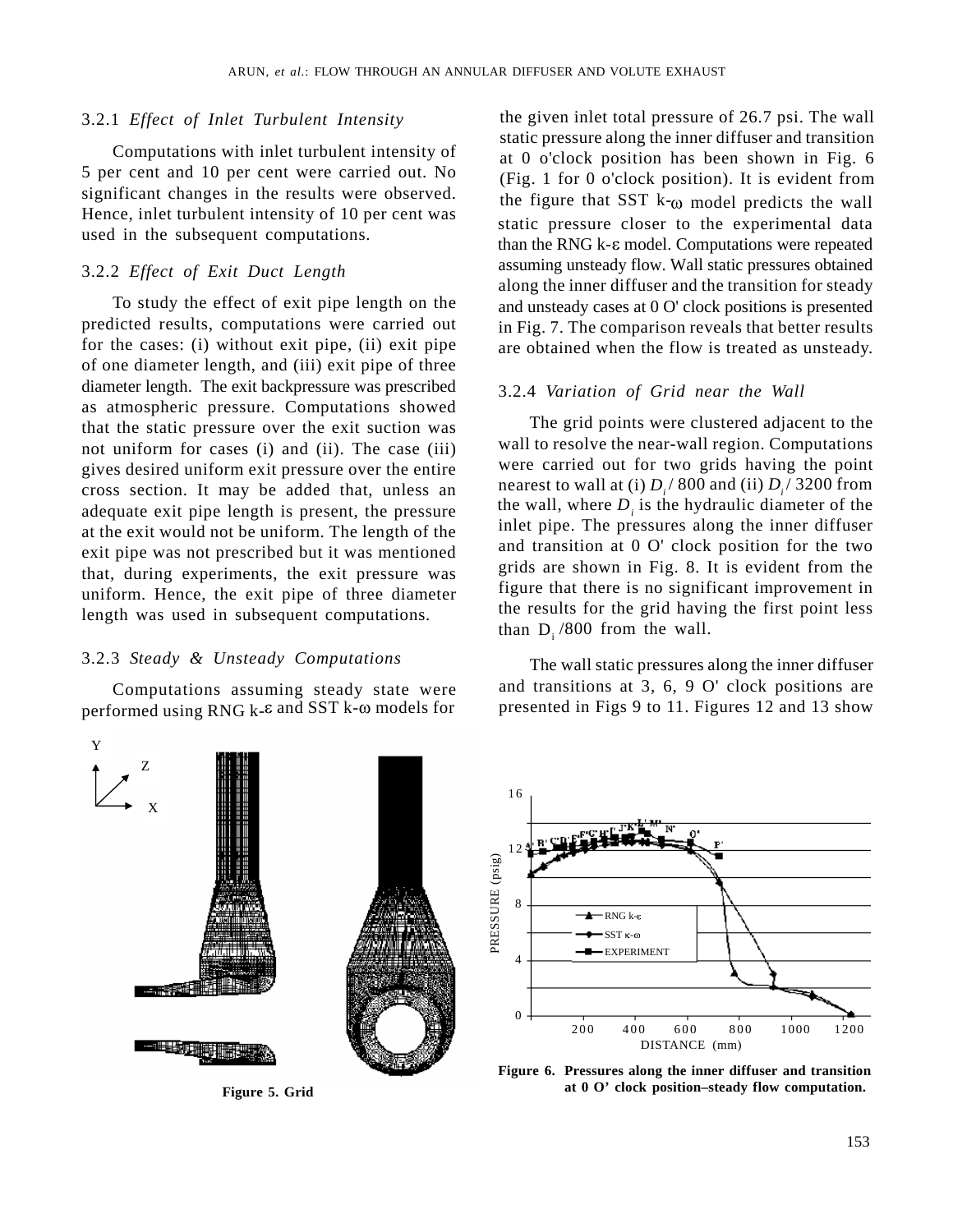### 3.2.1 *Effect of Inlet Turbulent Intensity*

Computations with inlet turbulent intensity of 5 per cent and 10 per cent were carried out. No significant changes in the results were observed. Hence, inlet turbulent intensity of 10 per cent was used in the subsequent computations.

### 3.2.2 *Effect of Exit Duct Length*

To study the effect of exit pipe length on the predicted results, computations were carried out for the cases: (i) without exit pipe, (ii) exit pipe of one diameter length, and (iii) exit pipe of three diameter length. The exit backpressure was prescribed as atmospheric pressure. Computations showed that the static pressure over the exit suction was not uniform for cases (i) and (ii). The case (iii) gives desired uniform exit pressure over the entire cross section. It may be added that, unless an adequate exit pipe length is present, the pressure at the exit would not be uniform. The length of the exit pipe was not prescribed but it was mentioned that, during experiments, the exit pressure was uniform. Hence, the exit pipe of three diameter length was used in subsequent computations.

### 3.2.3 *Steady & Unsteady Computations*

Computations assuming steady state were performed using RNG k-$\varepsilon$ and SST k-$\omega$ models for the given inlet total pressure of 26.7 psi. The wall static pressure along the inner diffuser and transition at 0 o'clock position has been shown in Fig. 6 (Fig. 1 for 0 o'clock position). It is evident from the figure that SST k-$\omega$ model predicts the wall static pressure closer to the experimental data than the RNG k-$\varepsilon$ model. Computations were repeated assuming unsteady flow. Wall static pressures obtained along the inner diffuser and the transition for steady and unsteady cases at 0 O' clock positions is presented in Fig. 7. The comparison reveals that better results are obtained when the flow is treated as unsteady.

### 3.2.4 *Variation of Grid near the Wall*

The grid points were clustered adjacent to the wall to resolve the near-wall region. Computations were carried out for two grids having the point nearest to wall at (i) $D_i / 800$ and (ii) $D_i / 3200$ from the wall, where $D_i$ is the hydraulic diameter of the inlet pipe. The pressures along the inner diffuser and transition at 0 O' clock position for the two grids are shown in Fig. 8. It is evident from the figure that there is no significant improvement in the results for the grid having the first point less than $D_i /800$ from the wall.

The wall static pressures along the inner diffuser and transitions at 3, 6, 9 O' clock positions are presented in Figs 9 to 11. Figures 12 and 13 show

**Figure 5. Grid**

**Figure 6. Pressures along the inner diffuser and transition at 0 O' clock position–steady flow computation.**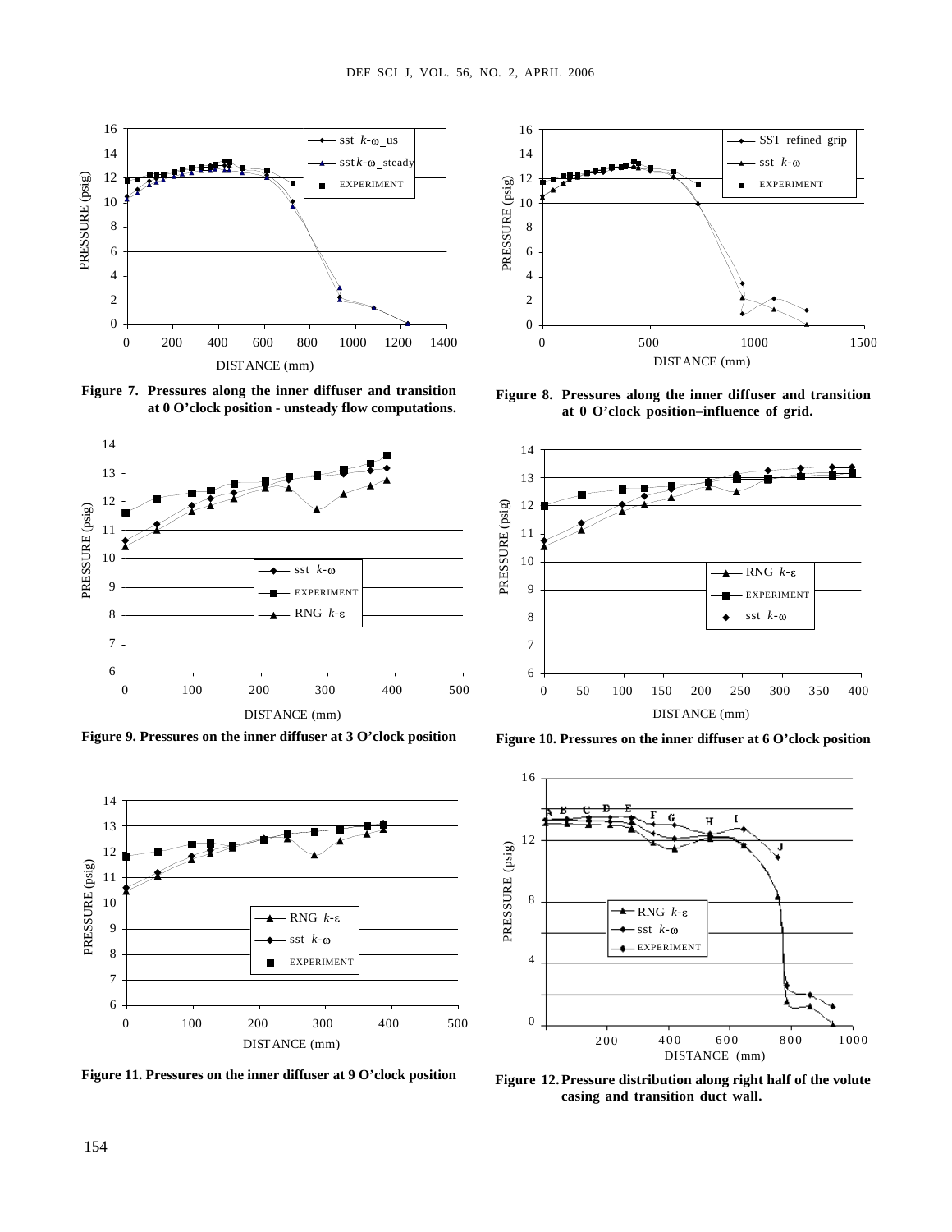**Figure 7. Pressures along the inner diffuser and transition at 0 O'clock position - unsteady flow computations.**

**Figure 8. Pressures along the inner diffuser and transition at 0 O'clock position–influence of grid.**

**Figure 9. Pressures on the inner diffuser at 3 O'clock position**

**Figure 10. Pressures on the inner diffuser at 6 O'clock position**

**Figure 11. Pressures on the inner diffuser at 9 O'clock position**

**Figure 12. Pressure distribution along right half of the volute casing and transition duct wall.**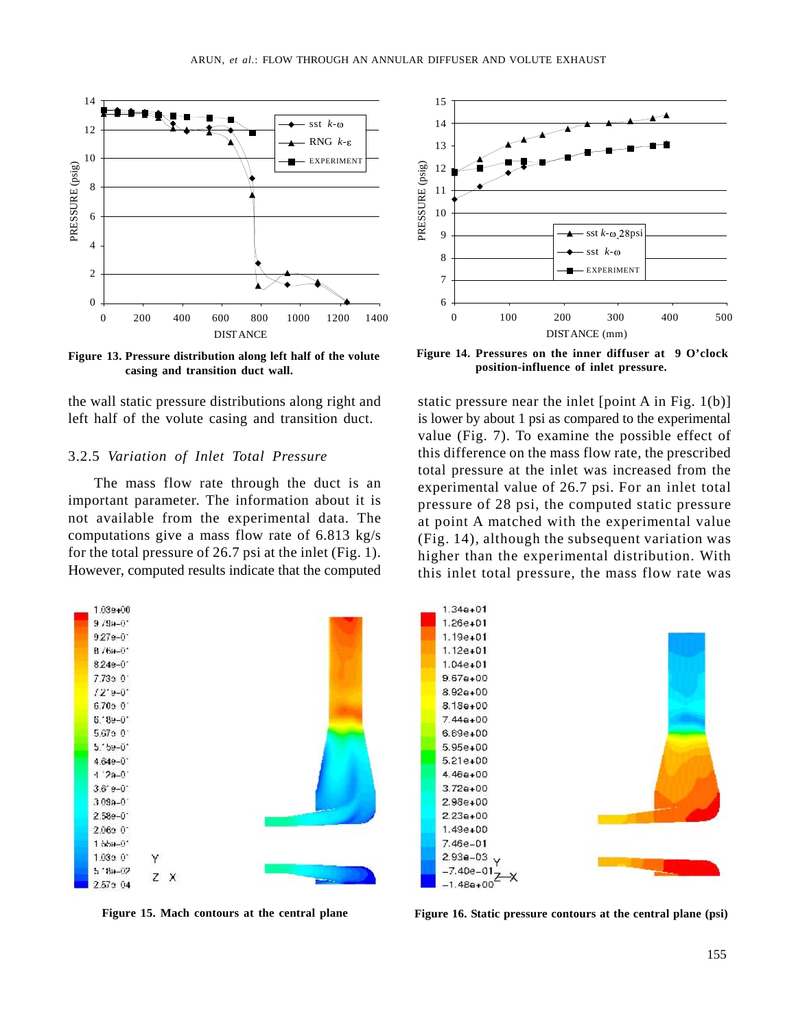Figure 13. Pressure distribution along left half of the volute casing and transition duct wall.

Figure 14. Pressures on the inner diffuser at 9 O'clock position-influence of inlet pressure.

the wall static pressure distributions along right and left half of the volute casing and transition duct.

### 3.2.5 *Variation of Inlet Total Pressure*

The mass flow rate through the duct is an important parameter. The information about it is not available from the experimental data. The computations give a mass flow rate of 6.813 kg/s for the total pressure of 26.7 psi at the inlet (Fig. 1). However, computed results indicate that the computed static pressure near the inlet [point A in Fig. 1(b)] is lower by about 1 psi as compared to the experimental value (Fig. 7). To examine the possible effect of this difference on the mass flow rate, the prescribed total pressure at the inlet was increased from the experimental value of 26.7 psi. For an inlet total pressure of 28 psi, the computed static pressure at point A matched with the experimental value (Fig. 14), although the subsequent variation was higher than the experimental distribution. With this inlet total pressure, the mass flow rate was

Figure 15. Mach contours at the central plane

Figure 16. Static pressure contours at the central plane (psi)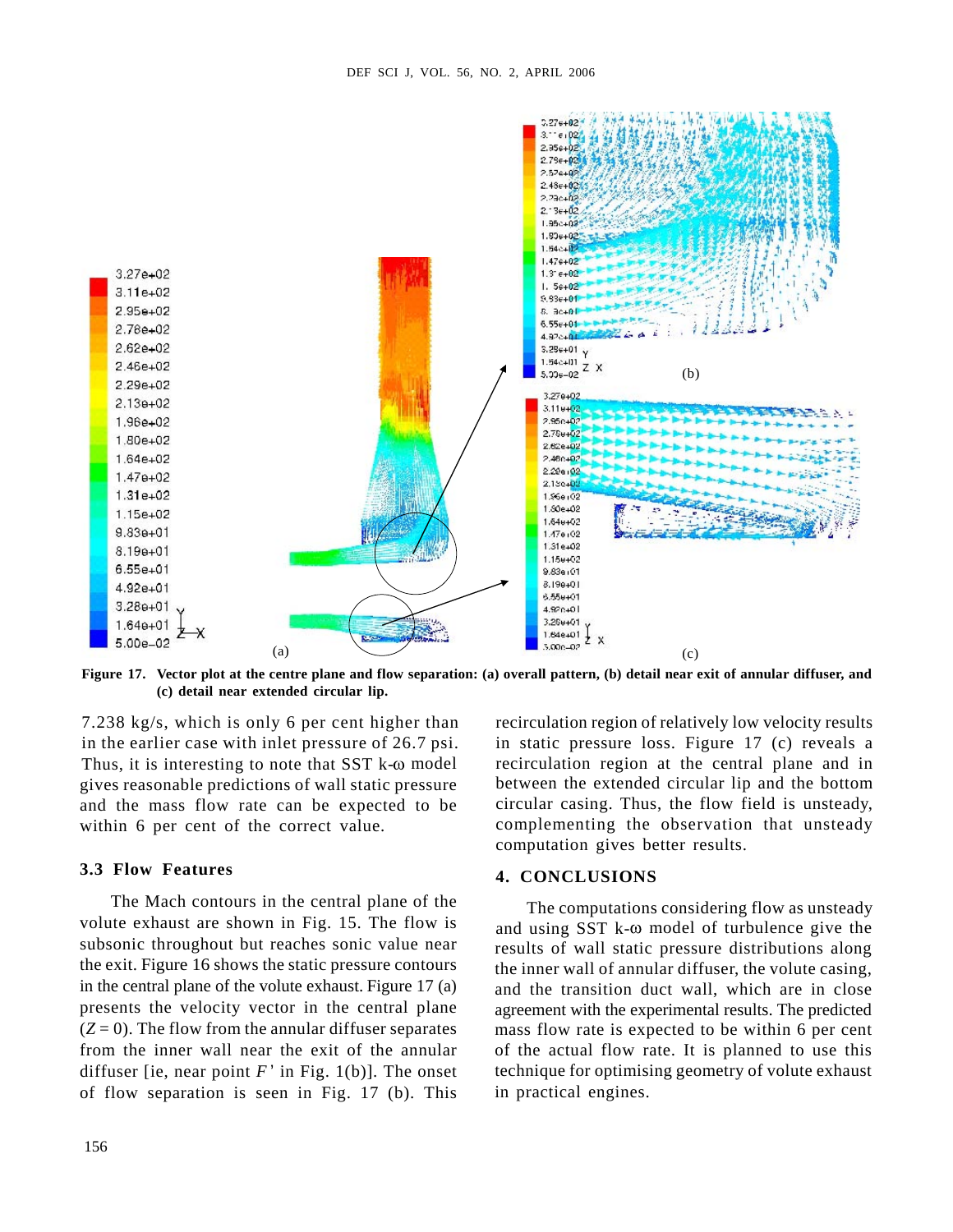Figure 17. Vector plot at the centre plane and flow separation: (a) overall pattern, (b) detail near exit of annular diffuser, and (c) detail near extended circular lip.

7.238 kg/s, which is only 6 per cent higher than in the earlier case with inlet pressure of 26.7 psi. Thus, it is interesting to note that SST k-ω model gives reasonable predictions of wall static pressure and the mass flow rate can be expected to be within 6 per cent of the correct value.

### 3.3 Flow Features

The Mach contours in the central plane of the volute exhaust are shown in Fig. 15. The flow is subsonic throughout but reaches sonic value near the exit. Figure 16 shows the static pressure contours in the central plane of the volute exhaust. Figure 17 (a) presents the velocity vector in the central plane ($Z = 0$). The flow from the annular diffuser separates from the inner wall near the exit of the annular diffuser [ie, near point $F'$ in Fig. 1(b)]. The onset of flow separation is seen in Fig. 17 (b). This recirculation region of relatively low velocity results in static pressure loss. Figure 17 (c) reveals a recirculation region at the central plane and in between the extended circular lip and the bottom circular casing. Thus, the flow field is unsteady, complementing the observation that unsteady computation gives better results.

## 4. CONCLUSIONS

The computations considering flow as unsteady and using SST k-ω model of turbulence give the results of wall static pressure distributions along the inner wall of annular diffuser, the volute casing, and the transition duct wall, which are in close agreement with the experimental results. The predicted mass flow rate is expected to be within 6 per cent of the actual flow rate. It is planned to use this technique for optimising geometry of volute exhaust in practical engines.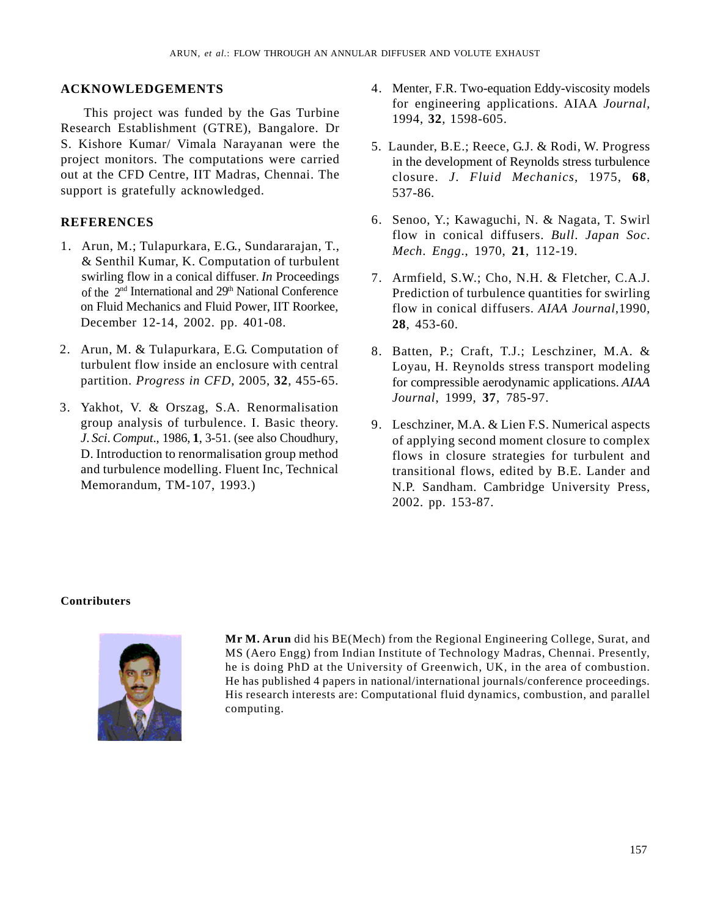## ACKNOWLEDGEMENTS

This project was funded by the Gas Turbine Research Establishment (GTRE), Bangalore. Dr S. Kishore Kumar/ Vimala Narayanan were the project monitors. The computations were carried out at the CFD Centre, IIT Madras, Chennai. The support is gratefully acknowledged.

## REFERENCES

1. Arun, M.; Tulapurkara, E.G., Sundararajan, T., & Senthil Kumar, K. Computation of turbulent swirling flow in a conical diffuser. *In* Proceedings of the 2nd International and 29th National Conference on Fluid Mechanics and Fluid Power, IIT Roorkee, December 12-14, 2002. pp. 401-08.

2. Arun, M. & Tulapurkara, E.G. Computation of turbulent flow inside an enclosure with central partition. *Progress in CFD*, 2005, **32**, 455-65.

3. Yakhot, V. & Orszag, S.A. Renormalisation group analysis of turbulence. I. Basic theory. *J. Sci. Comput*., 1986, **1**, 3-51. (see also Choudhury, D. Introduction to renormalisation group method and turbulence modelling. Fluent Inc, Technical Memorandum, TM-107, 1993.)

4. Menter, F.R. Two-equation Eddy-viscosity models for engineering applications. AIAA *Journal*, 1994, **32**, 1598-605.

5. Launder, B.E.; Reece, G.J. & Rodi, W. Progress in the development of Reynolds stress turbulence closure. *J. Fluid Mechanics*, 1975, **68**, 537-86.

6. Senoo, Y.; Kawaguchi, N. & Nagata, T. Swirl flow in conical diffusers. *Bull. Japan Soc. Mech. Engg*., 1970, **21**, 112-19.

7. Armfield, S.W.; Cho, N.H. & Fletcher, C.A.J. Prediction of turbulence quantities for swirling flow in conical diffusers. *AIAA Journal*,1990, **28**, 453-60.

8. Batten, P.; Craft, T.J.; Leschziner, M.A. & Loyau, H. Reynolds stress transport modeling for compressible aerodynamic applications. *AIAA Journal*, 1999, **37**, 785-97.

9. Leschziner, M.A. & Lien F.S. Numerical aspects of applying second moment closure to complex flows in closure strategies for turbulent and transitional flows, edited by B.E. Lander and N.P. Sandham. Cambridge University Press, 2002. pp. 153-87.

## Contributers

**Mr M. Arun** did his BE(Mech) from the Regional Engineering College, Surat, and MS (Aero Engg) from Indian Institute of Technology Madras, Chennai. Presently, he is doing PhD at the University of Greenwich, UK, in the area of combustion. He has published 4 papers in national/international journals/conference proceedings. His research interests are: Computational fluid dynamics, combustion, and parallel computing.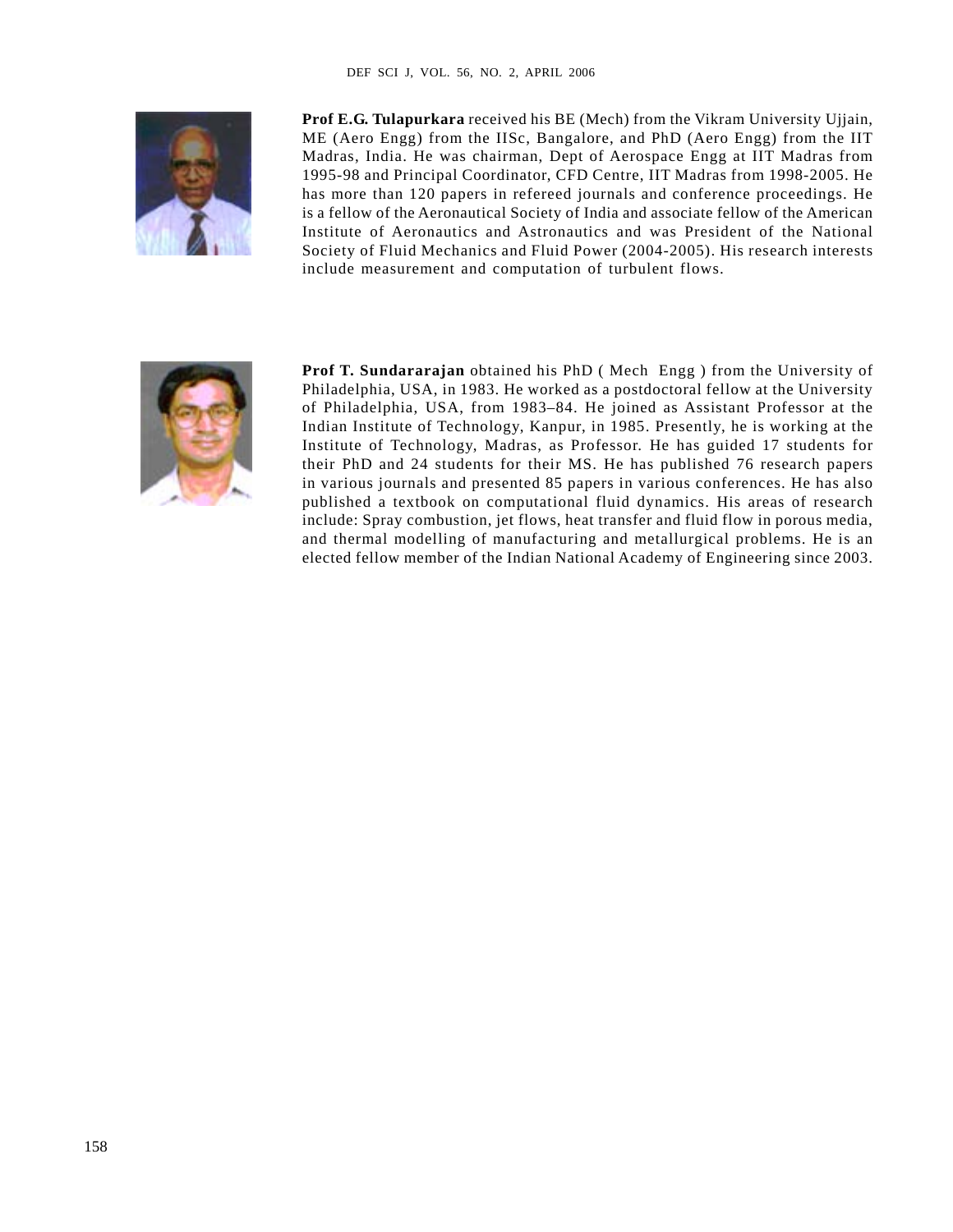**Prof E.G. Tulapurkara** received his BE (Mech) from the Vikram University Ujjain, ME (Aero Engg) from the IISc, Bangalore, and PhD (Aero Engg) from the IIT Madras, India. He was chairman, Dept of Aerospace Engg at IIT Madras from 1995-98 and Principal Coordinator, CFD Centre, IIT Madras from 1998-2005. He has more than 120 papers in refereed journals and conference proceedings. He is a fellow of the Aeronautical Society of India and associate fellow of the American Institute of Aeronautics and Astronautics and was President of the National Society of Fluid Mechanics and Fluid Power (2004-2005). His research interests include measurement and computation of turbulent flows.

**Prof T. Sundararajan** obtained his PhD ( Mech Engg ) from the University of Philadelphia, USA, in 1983. He worked as a postdoctoral fellow at the University of Philadelphia, USA, from 1983–84. He joined as Assistant Professor at the Indian Institute of Technology, Kanpur, in 1985. Presently, he is working at the Institute of Technology, Madras, as Professor. He has guided 17 students for their PhD and 24 students for their MS. He has published 76 research papers in various journals and presented 85 papers in various conferences. He has also published a textbook on computational fluid dynamics. His areas of research include: Spray combustion, jet flows, heat transfer and fluid flow in porous media, and thermal modelling of manufacturing and metallurgical problems. He is an elected fellow member of the Indian National Academy of Engineering since 2003.